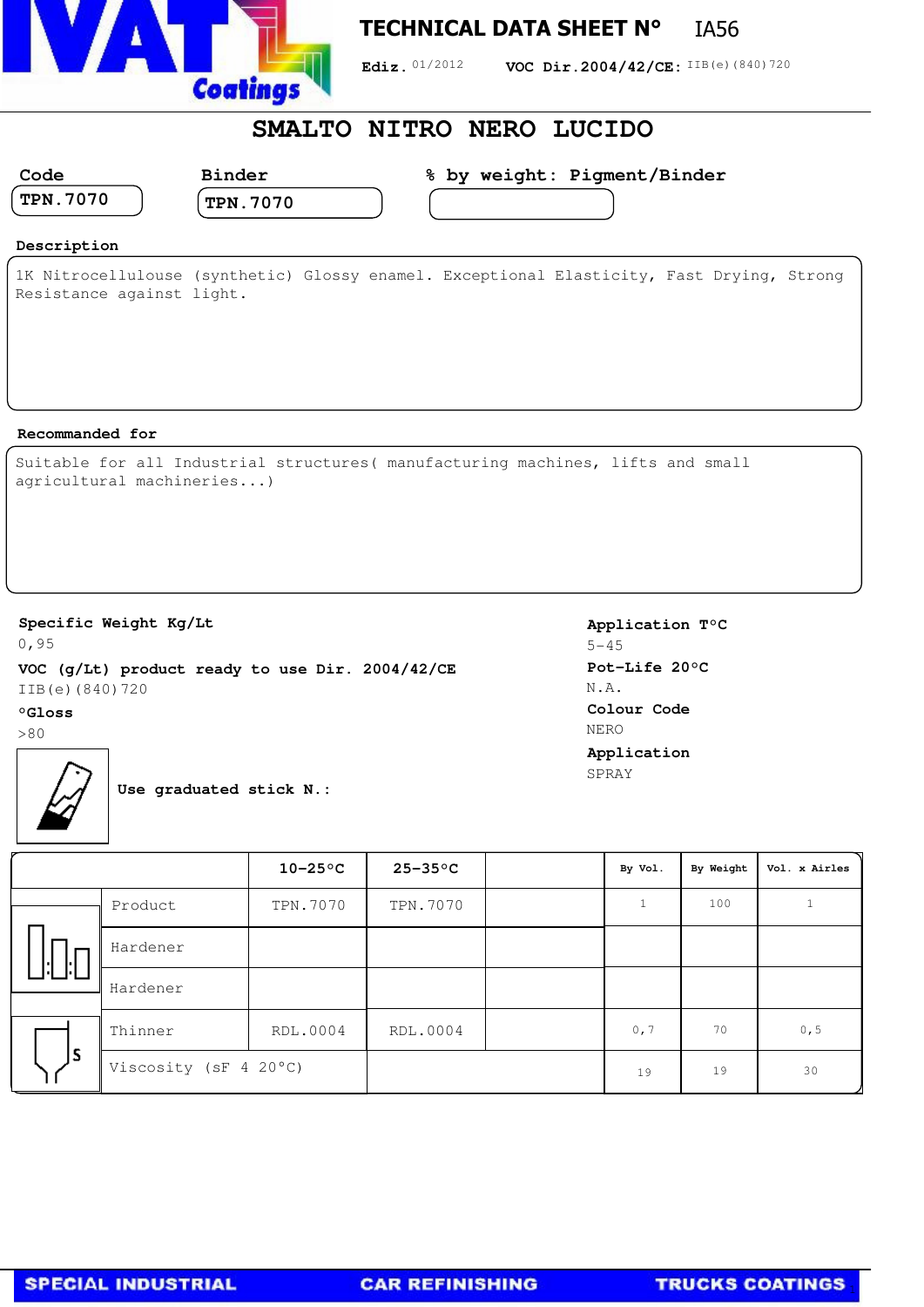IVAT Coatings

# TECHNICAL DATA SHEET N° IA56

**Ediz.** 01/2012 **VOC Dir.2004/42/CE:** IIB(e)(840)720

## SMALTO NITRO NERO LUCIDO

| Code | Binder | % by weight: Pigment/Binder |
|---|---|---|
| TPN.7070 | TPN.7070 | |

**Description**

1K Nitrocellulouse (synthetic) Glossy enamel. Exceptional Elasticity, Fast Drying, Strong Resistance against light.

**Recommanded for**

Suitable for all Industrial structures( manufacturing machines, lifts and small agricultural machineries...)

**Specific Weight Kg/Lt**
0,95

**VOC (g/Lt) product ready to use Dir. 2004/42/CE**
IIB(e)(840)720

**°Gloss**
>80

**Application T°C**
5-45

**Pot-Life 20°C**
N.A.

**Colour Code**
NERO

**Application**
SPRAY

**Use graduated stick N.:**

| | 10-25°C | 25-35°C | | By Vol. | By Weight | Vol. x Airles |
|---|---|---|---|---|---|---|
| Product | TPN.7070 | TPN.7070 | | 1 | 100 | 1 |
| Hardener | | | | | | |
| Hardener | | | | | | |
| Thinner | RDL.0004 | RDL.0004 | | 0,7 | 70 | 0,5 |
| Viscosity (sF 4 20°C) | | | | 19 | 19 | 30 |

SPECIAL INDUSTRIAL CAR REFINISHING TRUCKS COATINGS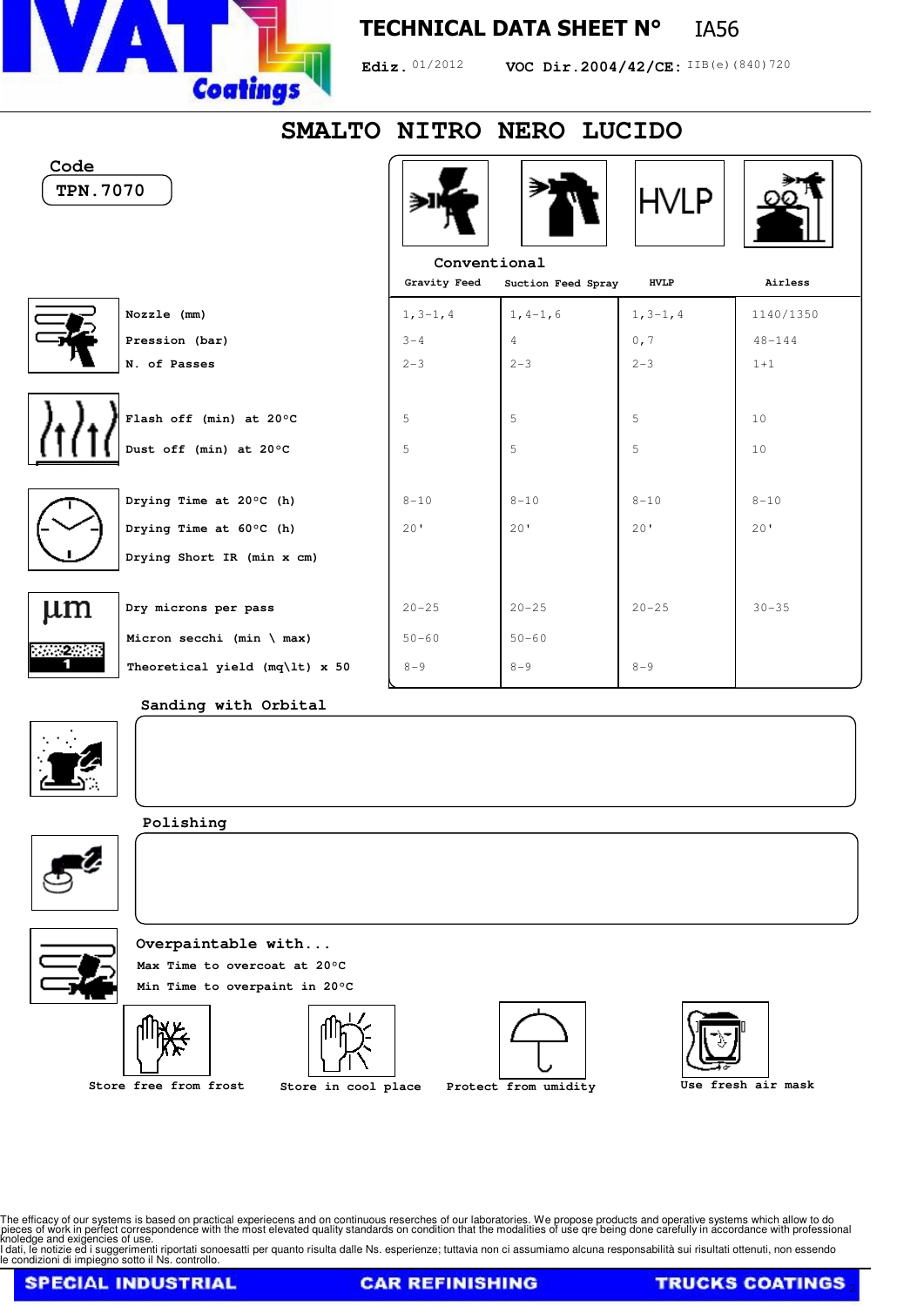# TECHNICAL DATA SHEET N° IA56

Ediz. 01/2012 VOC Dir.2004/42/CE: IIB(e)(840)720

## SMALTO NITRO NERO LUCIDO

Code

TPN.7070

| | Conventional | | HVLP | Airless |
|---|---|---|---|---|
| | Gravity Feed | Suction Feed Spray | HVLP | Airless |
| Nozzle (mm) | 1,3-1,4 | 1,4-1,6 | 1,3-1,4 | 1140/1350 |
| Pression (bar) | 3-4 | 4 | 0,7 | 48-144 |
| N. of Passes | 2-3 | 2-3 | 2-3 | 1+1 |
| Flash off (min) at 20°C | 5 | 5 | 5 | 10 |
| Dust off (min) at 20°C | 5 | 5 | 5 | 10 |
| Drying Time at 20°C (h) | 8-10 | 8-10 | 8-10 | 8-10 |
| Drying Time at 60°C (h) | 20' | 20' | 20' | 20' |
| Drying Short IR (min x cm) | | | | |
| Dry microns per pass | 20-25 | 20-25 | 20-25 | 30-35 |
| Micron secchi (min \ max) | 50-60 | 50-60 | | |
| Theoretical yield (mq\lt) x 50 | 8-9 | 8-9 | 8-9 | |

Sanding with Orbital

Polishing

Overpaintable with...

Max Time to overcoat at 20°C

Min Time to overpaint in 20°C

Store free from frost

Store in cool place

Protect from umidity

Use fresh air mask

The efficacy of our systems is based on practical experiecens and on continuous reserches of our laboratories. We propose products and operative systems which allow to do pieces of work in perfect correspondence with the most elevated quality standards on condition that the modalities of use qre being done carefully in accordance with professional knoledge and exigencies of use.
I dati, le notizie ed i suggerimenti riportati sonoesatti per quanto risulta dalle Ns. esperienze; tuttavia non ci assumiamo alcuna responsabilità sui risultati ottenuti, non essendo le condizioni di impiegno sotto il Ns. controllo.

SPECIAL INDUSTRIAL CAR REFINISHING TRUCKS COATINGS